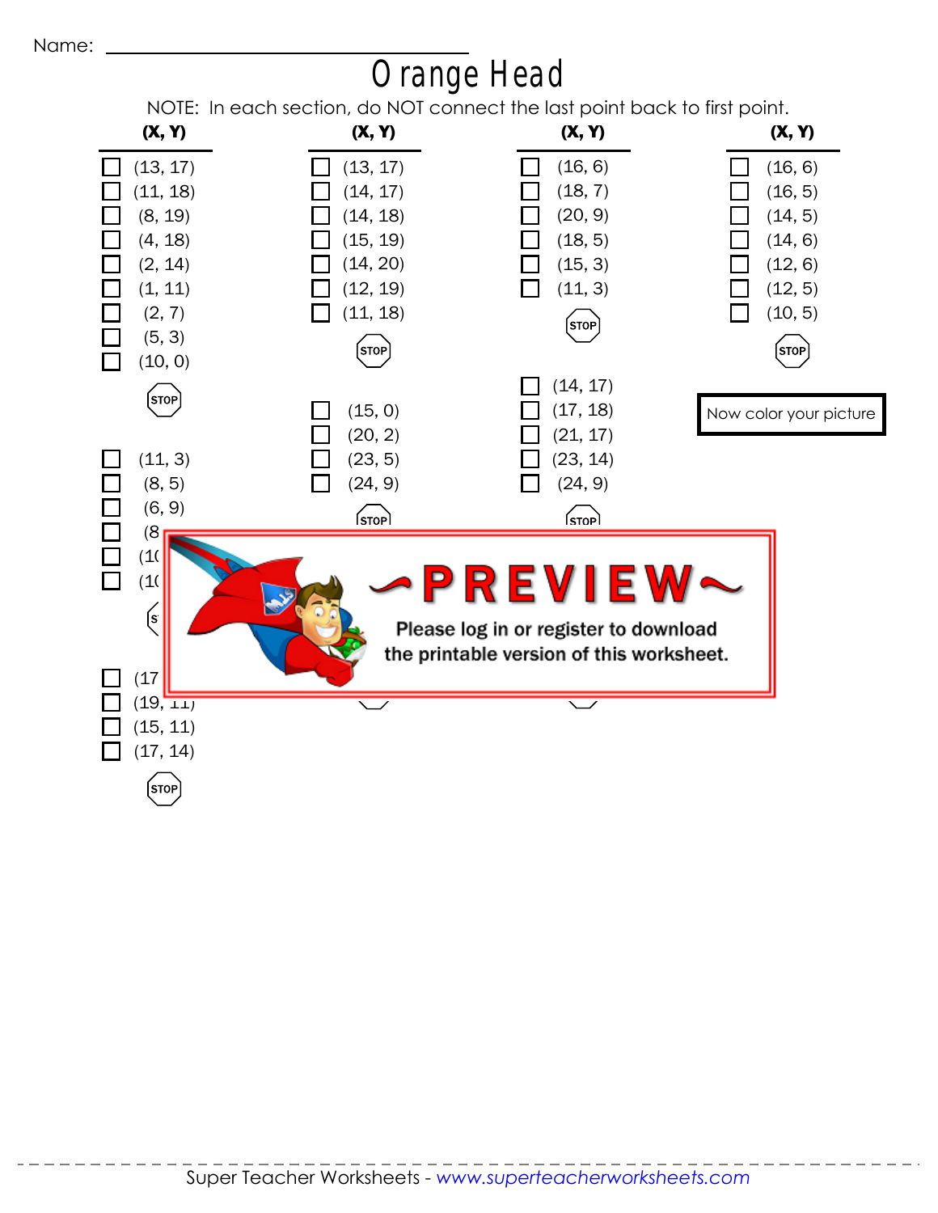Name: ______________________________

# Orange Head

NOTE: In each section, do NOT connect the last point back to first point.

**(X, Y)**

- ☐ (13, 17)
- ☐ (11, 18)
- ☐ (8, 19)
- ☐ (4, 18)
- ☐ (2, 14)
- ☐ (1, 11)
- ☐ (2, 7)
- ☐ (5, 3)
- ☐ (10, 0)

STOP

- ☐ (11, 3)
- ☐ (8, 5)
- ☐ (6, 9)
- ☐ (8
- ☐ (10
- ☐ (10

STOP

- ☐ (17
- ☐ (19, 11)
- ☐ (15, 11)
- ☐ (17, 14)

STOP

**(X, Y)**

- ☐ (13, 17)
- ☐ (14, 17)
- ☐ (14, 18)
- ☐ (15, 19)
- ☐ (14, 20)
- ☐ (12, 19)
- ☐ (11, 18)

STOP

- ☐ (15, 0)
- ☐ (20, 2)
- ☐ (23, 5)
- ☐ (24, 9)

STOP

**(X, Y)**

- ☐ (16, 6)
- ☐ (18, 7)
- ☐ (20, 9)
- ☐ (18, 5)
- ☐ (15, 3)
- ☐ (11, 3)

STOP

- ☐ (14, 17)
- ☐ (17, 18)
- ☐ (21, 17)
- ☐ (23, 14)
- ☐ (24, 9)

STOP

**(X, Y)**

- ☐ (16, 6)
- ☐ (16, 5)
- ☐ (14, 5)
- ☐ (14, 6)
- ☐ (12, 6)
- ☐ (12, 5)
- ☐ (10, 5)

STOP

Now color your picture

~PREVIEW~

Please log in or register to download the printable version of this worksheet.

Super Teacher Worksheets - *www.superteacherworksheets.com*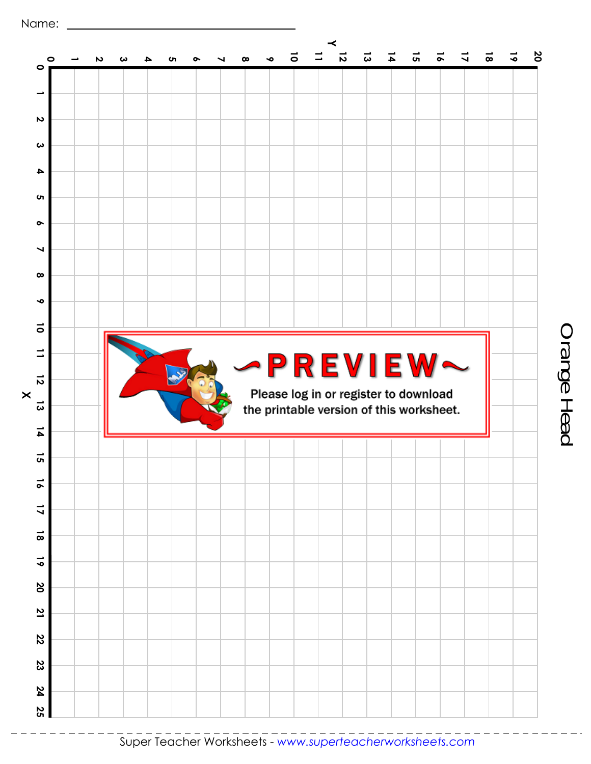Name: ______________________________

# Orange Head

Y

0 1 2 3 4 5 6 7 8 9 10 11 12 13 14 15 16 17 18 19 20

X

0 1 2 3 4 5 6 7 8 9 10 11 12 13 14 15 16 17 18 19 20 21 22 23 24 25

~PREVIEW~

Please log in or register to download the printable version of this worksheet.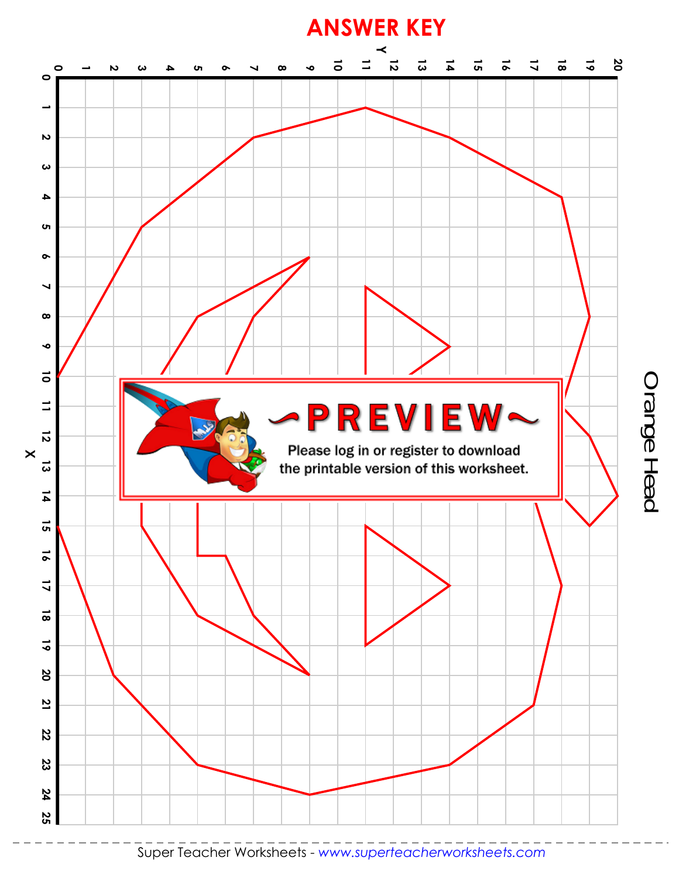# ANSWER KEY

Y

0 1 2 3 4 5 6 7 8 9 10 11 12 13 14 15 16 17 18 19 20

X

0 1 2 3 4 5 6 7 8 9 10 11 12 13 14 15 16 17 18 19 20 21 22 23 24 25

Orange Head

~PREVIEW~

Please log in or register to download the printable version of this worksheet.

Super Teacher Worksheets - *www.superteacherworksheets.com*